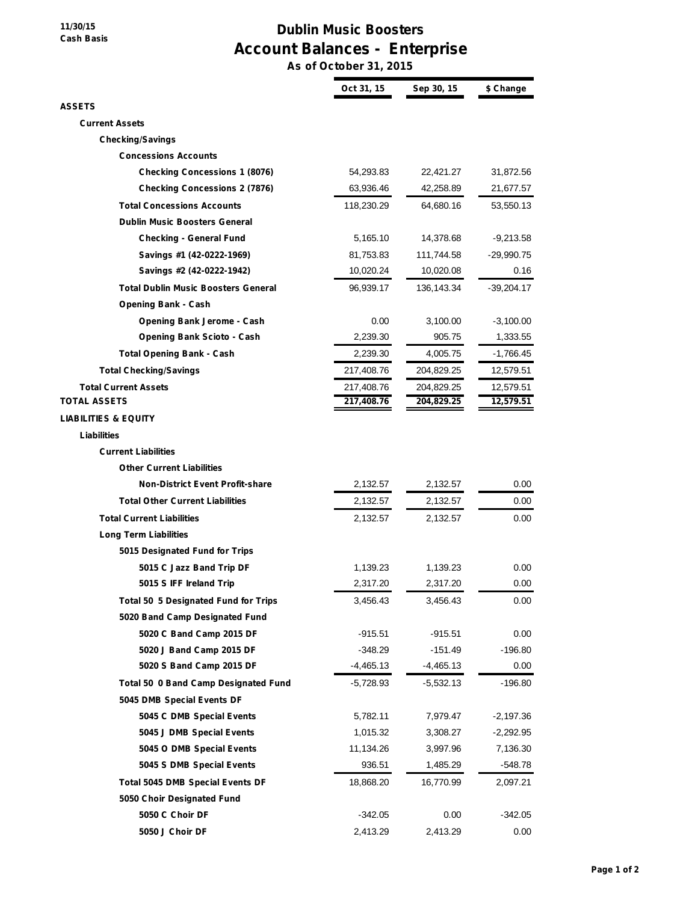11/30/15
Cash Basis

# Dublin Music Boosters
## Account Balances - Enterprise
### As of October 31, 2015

| | Oct 31, 15 | Sep 30, 15 | $ Change |
|---|---|---|---|
| **ASSETS** | | | |
| **Current Assets** | | | |
| **Checking/Savings** | | | |
| **Concessions Accounts** | | | |
| **Checking Concessions 1 (8076)** | 54,293.83 | 22,421.27 | 31,872.56 |
| **Checking Concessions 2 (7876)** | 63,936.46 | 42,258.89 | 21,677.57 |
| **Total Concessions Accounts** | 118,230.29 | 64,680.16 | 53,550.13 |
| **Dublin Music Boosters General** | | | |
| **Checking - General Fund** | 5,165.10 | 14,378.68 | -9,213.58 |
| **Savings #1 (42-0222-1969)** | 81,753.83 | 111,744.58 | -29,990.75 |
| **Savings #2 (42-0222-1942)** | 10,020.24 | 10,020.08 | 0.16 |
| **Total Dublin Music Boosters General** | 96,939.17 | 136,143.34 | -39,204.17 |
| **Opening Bank - Cash** | | | |
| **Opening Bank Jerome - Cash** | 0.00 | 3,100.00 | -3,100.00 |
| **Opening Bank Scioto - Cash** | 2,239.30 | 905.75 | 1,333.55 |
| **Total Opening Bank - Cash** | 2,239.30 | 4,005.75 | -1,766.45 |
| **Total Checking/Savings** | 217,408.76 | 204,829.25 | 12,579.51 |
| **Total Current Assets** | 217,408.76 | 204,829.25 | 12,579.51 |
| **TOTAL ASSETS** | **217,408.76** | **204,829.25** | **12,579.51** |
| **LIABILITIES & EQUITY** | | | |
| **Liabilities** | | | |
| **Current Liabilities** | | | |
| **Other Current Liabilities** | | | |
| **Non-District Event Profit-share** | 2,132.57 | 2,132.57 | 0.00 |
| **Total Other Current Liabilities** | 2,132.57 | 2,132.57 | 0.00 |
| **Total Current Liabilities** | 2,132.57 | 2,132.57 | 0.00 |
| **Long Term Liabilities** | | | |
| **5015 Designated Fund for Trips** | | | |
| **5015 C Jazz Band Trip DF** | 1,139.23 | 1,139.23 | 0.00 |
| **5015 S IFF Ireland Trip** | 2,317.20 | 2,317.20 | 0.00 |
| **Total 50 5 Designated Fund for Trips** | 3,456.43 | 3,456.43 | 0.00 |
| **5020 Band Camp Designated Fund** | | | |
| **5020 C Band Camp 2015 DF** | -915.51 | -915.51 | 0.00 |
| **5020 J Band Camp 2015 DF** | -348.29 | -151.49 | -196.80 |
| **5020 S Band Camp 2015 DF** | -4,465.13 | -4,465.13 | 0.00 |
| **Total 50 0 Band Camp Designated Fund** | -5,728.93 | -5,532.13 | -196.80 |
| **5045 DMB Special Events DF** | | | |
| **5045 C DMB Special Events** | 5,782.11 | 7,979.47 | -2,197.36 |
| **5045 J DMB Special Events** | 1,015.32 | 3,308.27 | -2,292.95 |
| **5045 O DMB Special Events** | 11,134.26 | 3,997.96 | 7,136.30 |
| **5045 S DMB Special Events** | 936.51 | 1,485.29 | -548.78 |
| **Total 5045 DMB Special Events DF** | 18,868.20 | 16,770.99 | 2,097.21 |
| **5050 Choir Designated Fund** | | | |
| **5050 C Choir DF** | -342.05 | 0.00 | -342.05 |
| **5050 J Choir DF** | 2,413.29 | 2,413.29 | 0.00 |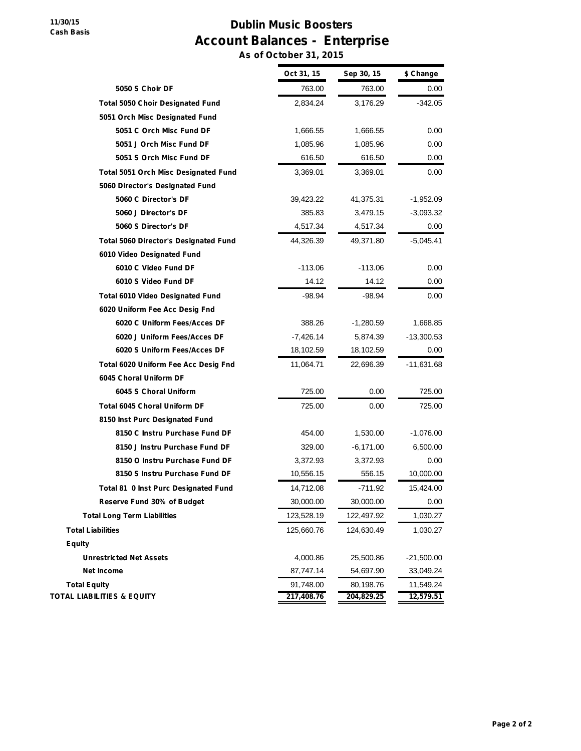11/30/15
Cash Basis

# Dublin Music Boosters
## Account Balances - Enterprise
### As of October 31, 2015

| | Oct 31, 15 | Sep 30, 15 | $ Change |
|---|---|---|---|
| 5050 S Choir DF | 763.00 | 763.00 | 0.00 |
| Total 5050 Choir Designated Fund | 2,834.24 | 3,176.29 | -342.05 |
| 5051 Orch Misc Designated Fund | | | |
| 5051 C Orch Misc Fund DF | 1,666.55 | 1,666.55 | 0.00 |
| 5051 J Orch Misc Fund DF | 1,085.96 | 1,085.96 | 0.00 |
| 5051 S Orch Misc Fund DF | 616.50 | 616.50 | 0.00 |
| Total 5051 Orch Misc Designated Fund | 3,369.01 | 3,369.01 | 0.00 |
| 5060 Director's Designated Fund | | | |
| 5060 C Director's DF | 39,423.22 | 41,375.31 | -1,952.09 |
| 5060 J Director's DF | 385.83 | 3,479.15 | -3,093.32 |
| 5060 S Director's DF | 4,517.34 | 4,517.34 | 0.00 |
| Total 5060 Director's Designated Fund | 44,326.39 | 49,371.80 | -5,045.41 |
| 6010 Video Designated Fund | | | |
| 6010 C Video Fund DF | -113.06 | -113.06 | 0.00 |
| 6010 S Video Fund DF | 14.12 | 14.12 | 0.00 |
| Total 6010 Video Designated Fund | -98.94 | -98.94 | 0.00 |
| 6020 Uniform Fee Acc Desig Fnd | | | |
| 6020 C Uniform Fees/Acces DF | 388.26 | -1,280.59 | 1,668.85 |
| 6020 J Uniform Fees/Acces DF | -7,426.14 | 5,874.39 | -13,300.53 |
| 6020 S Uniform Fees/Acces DF | 18,102.59 | 18,102.59 | 0.00 |
| Total 6020 Uniform Fee Acc Desig Fnd | 11,064.71 | 22,696.39 | -11,631.68 |
| 6045 Choral Uniform DF | | | |
| 6045 S Choral Uniform | 725.00 | 0.00 | 725.00 |
| Total 6045 Choral Uniform DF | 725.00 | 0.00 | 725.00 |
| 8150 Inst Purc Designated Fund | | | |
| 8150 C Instru Purchase Fund DF | 454.00 | 1,530.00 | -1,076.00 |
| 8150 J Instru Purchase Fund DF | 329.00 | -6,171.00 | 6,500.00 |
| 8150 O Instru Purchase Fund DF | 3,372.93 | 3,372.93 | 0.00 |
| 8150 S Instru Purchase Fund DF | 10,556.15 | 556.15 | 10,000.00 |
| Total 81 0 Inst Purc Designated Fund | 14,712.08 | -711.92 | 15,424.00 |
| Reserve Fund 30% of Budget | 30,000.00 | 30,000.00 | 0.00 |
| Total Long Term Liabilities | 123,528.19 | 122,497.92 | 1,030.27 |
| Total Liabilities | 125,660.76 | 124,630.49 | 1,030.27 |
| Equity | | | |
| Unrestricted Net Assets | 4,000.86 | 25,500.86 | -21,500.00 |
| Net Income | 87,747.14 | 54,697.90 | 33,049.24 |
| Total Equity | 91,748.00 | 80,198.76 | 11,549.24 |
| TOTAL LIABILITIES & EQUITY | 217,408.76 | 204,829.25 | 12,579.51 |